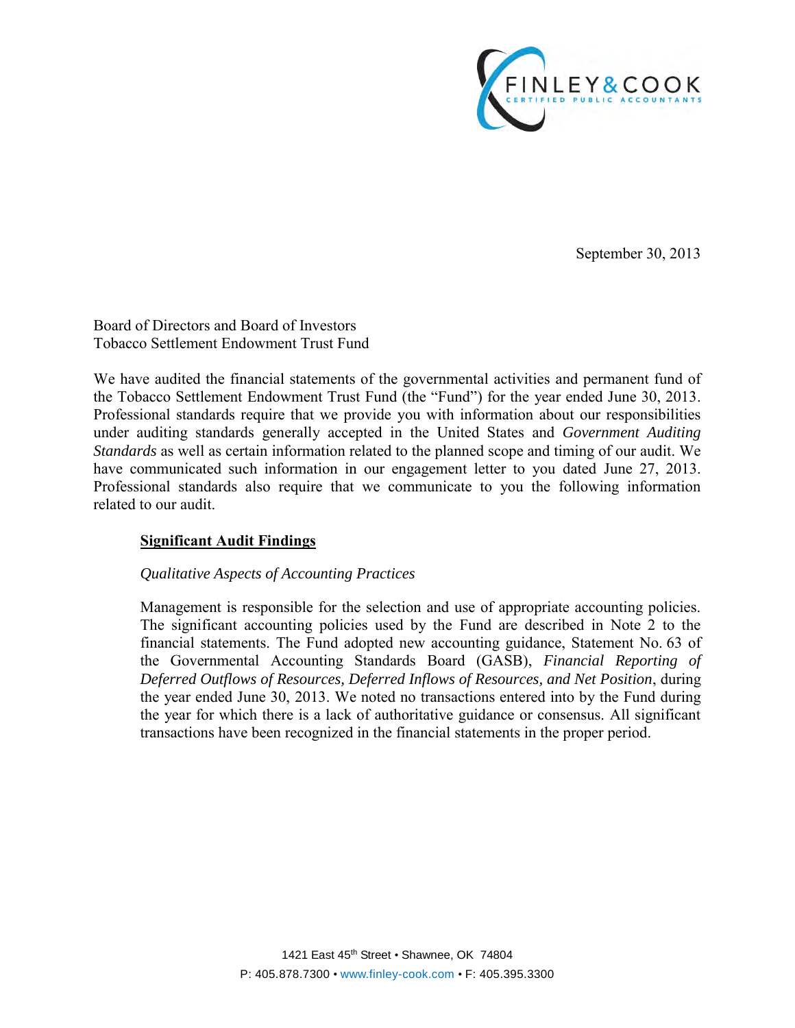FINLEY & COOK
CERTIFIED PUBLIC ACCOUNTANTS

September 30, 2013

Board of Directors and Board of Investors
Tobacco Settlement Endowment Trust Fund

We have audited the financial statements of the governmental activities and permanent fund of the Tobacco Settlement Endowment Trust Fund (the "Fund") for the year ended June 30, 2013. Professional standards require that we provide you with information about our responsibilities under auditing standards generally accepted in the United States and *Government Auditing Standards* as well as certain information related to the planned scope and timing of our audit. We have communicated such information in our engagement letter to you dated June 27, 2013. Professional standards also require that we communicate to you the following information related to our audit.

**Significant Audit Findings**

*Qualitative Aspects of Accounting Practices*

Management is responsible for the selection and use of appropriate accounting policies. The significant accounting policies used by the Fund are described in Note 2 to the financial statements. The Fund adopted new accounting guidance, Statement No. 63 of the Governmental Accounting Standards Board (GASB), *Financial Reporting of Deferred Outflows of Resources, Deferred Inflows of Resources, and Net Position*, during the year ended June 30, 2013. We noted no transactions entered into by the Fund during the year for which there is a lack of authoritative guidance or consensus. All significant transactions have been recognized in the financial statements in the proper period.

1421 East 45th Street • Shawnee, OK 74804
P: 405.878.7300 • www.finley-cook.com • F: 405.395.3300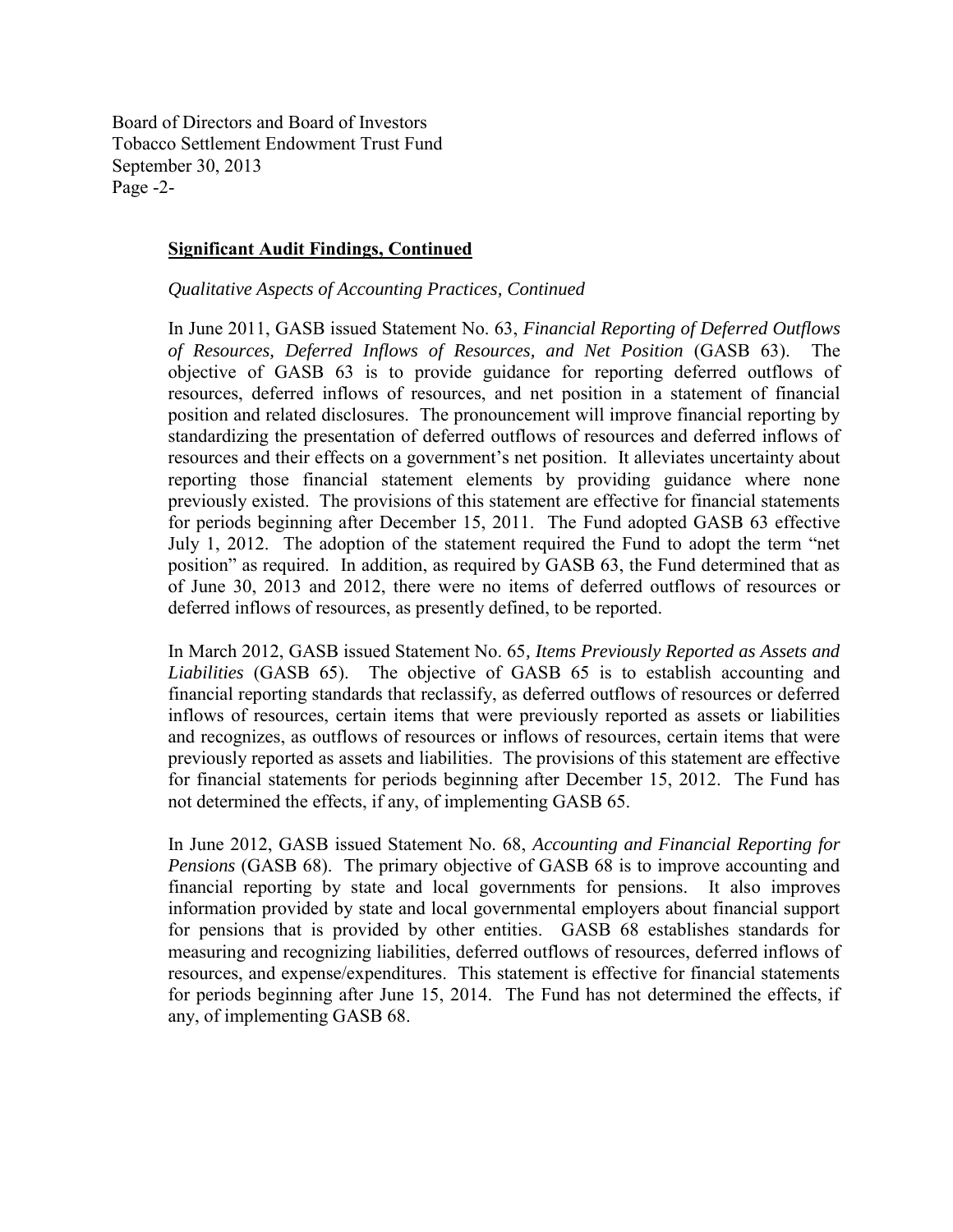Board of Directors and Board of Investors
Tobacco Settlement Endowment Trust Fund
September 30, 2013
Page -2-

**Significant Audit Findings, Continued**

*Qualitative Aspects of Accounting Practices, Continued*

In June 2011, GASB issued Statement No. 63, *Financial Reporting of Deferred Outflows of Resources, Deferred Inflows of Resources, and Net Position* (GASB 63). The objective of GASB 63 is to provide guidance for reporting deferred outflows of resources, deferred inflows of resources, and net position in a statement of financial position and related disclosures. The pronouncement will improve financial reporting by standardizing the presentation of deferred outflows of resources and deferred inflows of resources and their effects on a government's net position. It alleviates uncertainty about reporting those financial statement elements by providing guidance where none previously existed. The provisions of this statement are effective for financial statements for periods beginning after December 15, 2011. The Fund adopted GASB 63 effective July 1, 2012. The adoption of the statement required the Fund to adopt the term "net position" as required. In addition, as required by GASB 63, the Fund determined that as of June 30, 2013 and 2012, there were no items of deferred outflows of resources or deferred inflows of resources, as presently defined, to be reported.

In March 2012, GASB issued Statement No. 65, *Items Previously Reported as Assets and Liabilities* (GASB 65). The objective of GASB 65 is to establish accounting and financial reporting standards that reclassify, as deferred outflows of resources or deferred inflows of resources, certain items that were previously reported as assets or liabilities and recognizes, as outflows of resources or inflows of resources, certain items that were previously reported as assets and liabilities. The provisions of this statement are effective for financial statements for periods beginning after December 15, 2012. The Fund has not determined the effects, if any, of implementing GASB 65.

In June 2012, GASB issued Statement No. 68, *Accounting and Financial Reporting for Pensions* (GASB 68). The primary objective of GASB 68 is to improve accounting and financial reporting by state and local governments for pensions. It also improves information provided by state and local governmental employers about financial support for pensions that is provided by other entities. GASB 68 establishes standards for measuring and recognizing liabilities, deferred outflows of resources, deferred inflows of resources, and expense/expenditures. This statement is effective for financial statements for periods beginning after June 15, 2014. The Fund has not determined the effects, if any, of implementing GASB 68.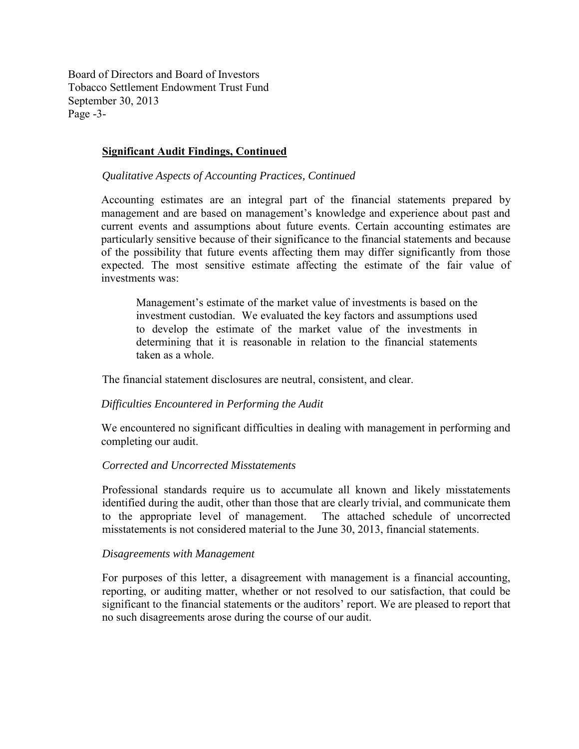### Significant Audit Findings, Continued

*Qualitative Aspects of Accounting Practices, Continued*

Accounting estimates are an integral part of the financial statements prepared by management and are based on management's knowledge and experience about past and current events and assumptions about future events. Certain accounting estimates are particularly sensitive because of their significance to the financial statements and because of the possibility that future events affecting them may differ significantly from those expected. The most sensitive estimate affecting the estimate of the fair value of investments was:

> Management's estimate of the market value of investments is based on the investment custodian. We evaluated the key factors and assumptions used to develop the estimate of the market value of the investments in determining that it is reasonable in relation to the financial statements taken as a whole.

The financial statement disclosures are neutral, consistent, and clear.

*Difficulties Encountered in Performing the Audit*

We encountered no significant difficulties in dealing with management in performing and completing our audit.

*Corrected and Uncorrected Misstatements*

Professional standards require us to accumulate all known and likely misstatements identified during the audit, other than those that are clearly trivial, and communicate them to the appropriate level of management. The attached schedule of uncorrected misstatements is not considered material to the June 30, 2013, financial statements.

*Disagreements with Management*

For purposes of this letter, a disagreement with management is a financial accounting, reporting, or auditing matter, whether or not resolved to our satisfaction, that could be significant to the financial statements or the auditors' report. We are pleased to report that no such disagreements arose during the course of our audit.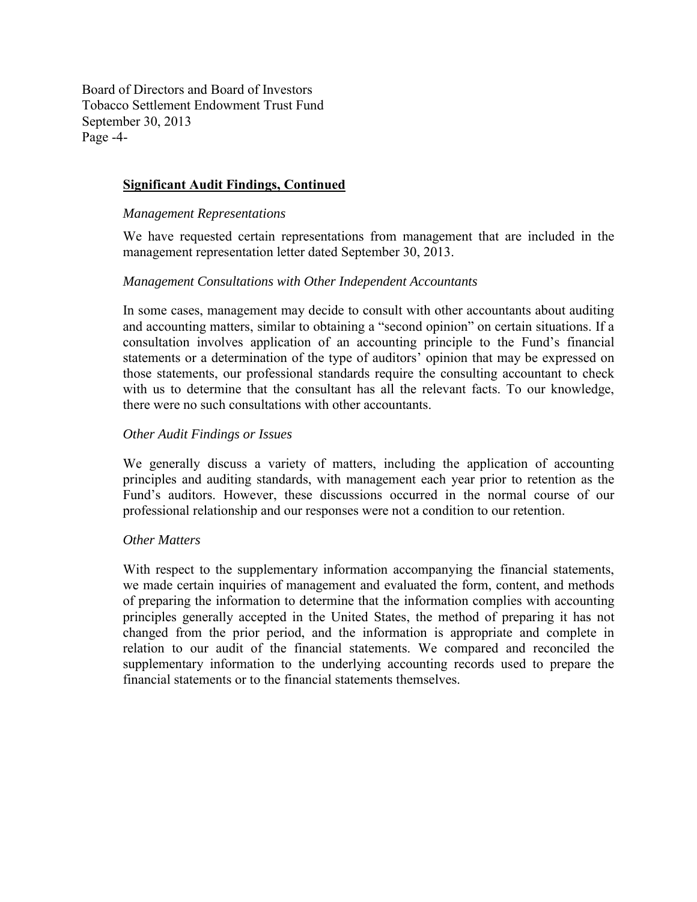Board of Directors and Board of Investors
Tobacco Settlement Endowment Trust Fund
September 30, 2013

**Significant Audit Findings, Continued**

*Management Representations*

We have requested certain representations from management that are included in the management representation letter dated September 30, 2013.

*Management Consultations with Other Independent Accountants*

In some cases, management may decide to consult with other accountants about auditing and accounting matters, similar to obtaining a "second opinion" on certain situations. If a consultation involves application of an accounting principle to the Fund's financial statements or a determination of the type of auditors' opinion that may be expressed on those statements, our professional standards require the consulting accountant to check with us to determine that the consultant has all the relevant facts. To our knowledge, there were no such consultations with other accountants.

*Other Audit Findings or Issues*

We generally discuss a variety of matters, including the application of accounting principles and auditing standards, with management each year prior to retention as the Fund's auditors. However, these discussions occurred in the normal course of our professional relationship and our responses were not a condition to our retention.

*Other Matters*

With respect to the supplementary information accompanying the financial statements, we made certain inquiries of management and evaluated the form, content, and methods of preparing the information to determine that the information complies with accounting principles generally accepted in the United States, the method of preparing it has not changed from the prior period, and the information is appropriate and complete in relation to our audit of the financial statements. We compared and reconciled the supplementary information to the underlying accounting records used to prepare the financial statements or to the financial statements themselves.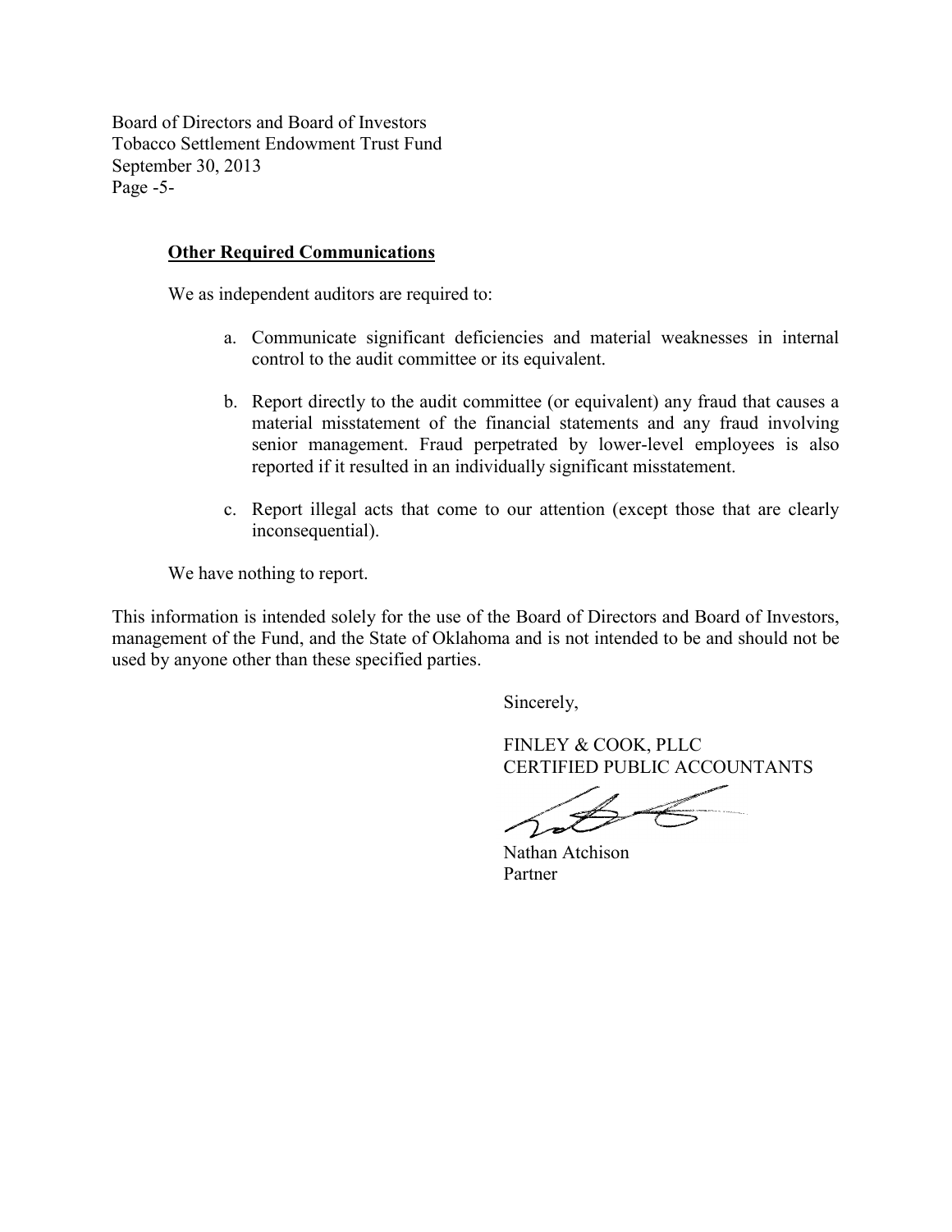Board of Directors and Board of Investors
Tobacco Settlement Endowment Trust Fund
September 30, 2013

**Other Required Communications**

We as independent auditors are required to:

a. Communicate significant deficiencies and material weaknesses in internal control to the audit committee or its equivalent.

b. Report directly to the audit committee (or equivalent) any fraud that causes a material misstatement of the financial statements and any fraud involving senior management. Fraud perpetrated by lower-level employees is also reported if it resulted in an individually significant misstatement.

c. Report illegal acts that come to our attention (except those that are clearly inconsequential).

We have nothing to report.

This information is intended solely for the use of the Board of Directors and Board of Investors, management of the Fund, and the State of Oklahoma and is not intended to be and should not be used by anyone other than these specified parties.

Sincerely,

FINLEY & COOK, PLLC
CERTIFIED PUBLIC ACCOUNTANTS

Nathan Atchison
Partner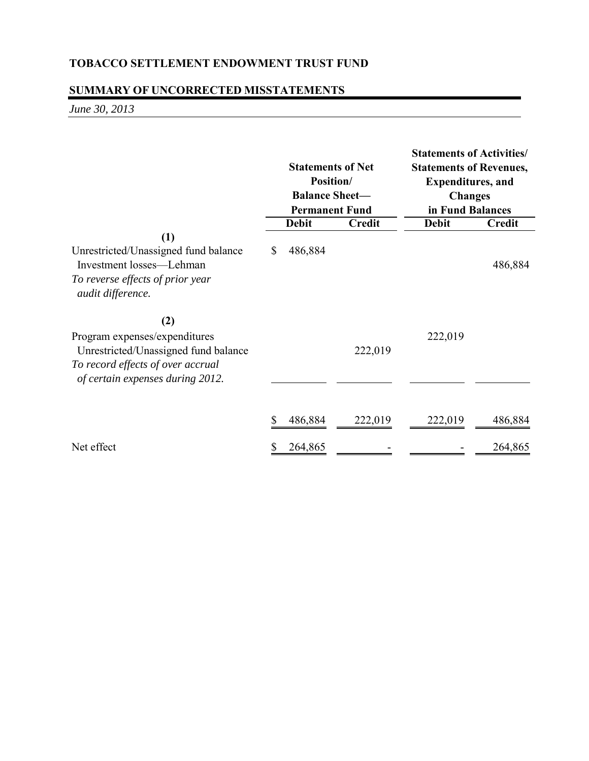**TOBACCO SETTLEMENT ENDOWMENT TRUST FUND**

**SUMMARY OF UNCORRECTED MISSTATEMENTS**

*June 30, 2013*

| | Statements of Net Position/ Balance Sheet— Permanent Fund | | Statements of Activities/ Statements of Revenues, Expenditures, and Changes in Fund Balances | |
|---|---|---|---|---|
| | **Debit** | **Credit** | **Debit** | **Credit** |
| **(1)** | | | | |
| Unrestricted/Unassigned fund balance | $ 486,884 | | | |
| Investment losses—Lehman | | | | 486,884 |
| *To reverse effects of prior year audit difference.* | | | | |
| **(2)** | | | | |
| Program expenses/expenditures | | | 222,019 | |
| Unrestricted/Unassigned fund balance | | 222,019 | | |
| *To record effects of over accrual of certain expenses during 2012.* | | | | |
| | $ 486,884 | 222,019 | 222,019 | 486,884 |
| Net effect | $ 264,865 | - | - | 264,865 |